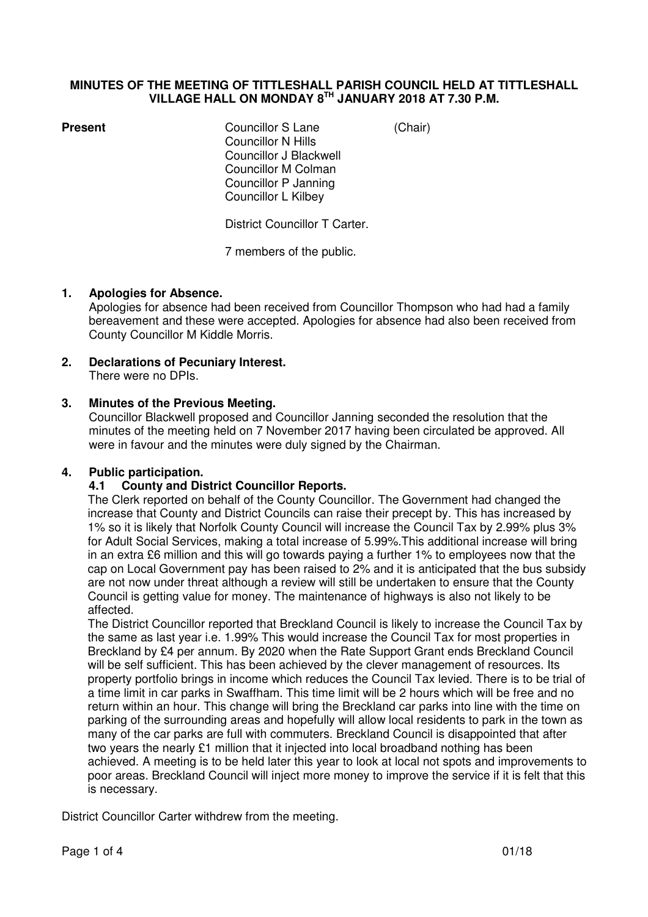# MINUTES OF THE MEETING OF TITTLESHALL PARISH COUNCIL HELD AT TITTLESHALL VILLAGE HALL ON MONDAY 8TH JANUARY 2018 AT 7.30 P.M.

**Present**

Councillor S Lane (Chair)
Councillor N Hills
Councillor J Blackwell
Councillor M Colman
Councillor P Janning
Councillor L Kilbey

District Councillor T Carter.

7 members of the public.

## 1. Apologies for Absence.

Apologies for absence had been received from Councillor Thompson who had had a family bereavement and these were accepted. Apologies for absence had also been received from County Councillor M Kiddle Morris.

## 2. Declarations of Pecuniary Interest.

There were no DPIs.

## 3. Minutes of the Previous Meeting.

Councillor Blackwell proposed and Councillor Janning seconded the resolution that the minutes of the meeting held on 7 November 2017 having been circulated be approved. All were in favour and the minutes were duly signed by the Chairman.

## 4. Public participation.

### 4.1 County and District Councillor Reports.

The Clerk reported on behalf of the County Councillor. The Government had changed the increase that County and District Councils can raise their precept by. This has increased by 1% so it is likely that Norfolk County Council will increase the Council Tax by 2.99% plus 3% for Adult Social Services, making a total increase of 5.99%.This additional increase will bring in an extra £6 million and this will go towards paying a further 1% to employees now that the cap on Local Government pay has been raised to 2% and it is anticipated that the bus subsidy are not now under threat although a review will still be undertaken to ensure that the County Council is getting value for money. The maintenance of highways is also not likely to be affected.

The District Councillor reported that Breckland Council is likely to increase the Council Tax by the same as last year i.e. 1.99% This would increase the Council Tax for most properties in Breckland by £4 per annum. By 2020 when the Rate Support Grant ends Breckland Council will be self sufficient. This has been achieved by the clever management of resources. Its property portfolio brings in income which reduces the Council Tax levied. There is to be trial of a time limit in car parks in Swaffham. This time limit will be 2 hours which will be free and no return within an hour. This change will bring the Breckland car parks into line with the time on parking of the surrounding areas and hopefully will allow local residents to park in the town as many of the car parks are full with commuters. Breckland Council is disappointed that after two years the nearly £1 million that it injected into local broadband nothing has been achieved. A meeting is to be held later this year to look at local not spots and improvements to poor areas. Breckland Council will inject more money to improve the service if it is felt that this is necessary.

District Councillor Carter withdrew from the meeting.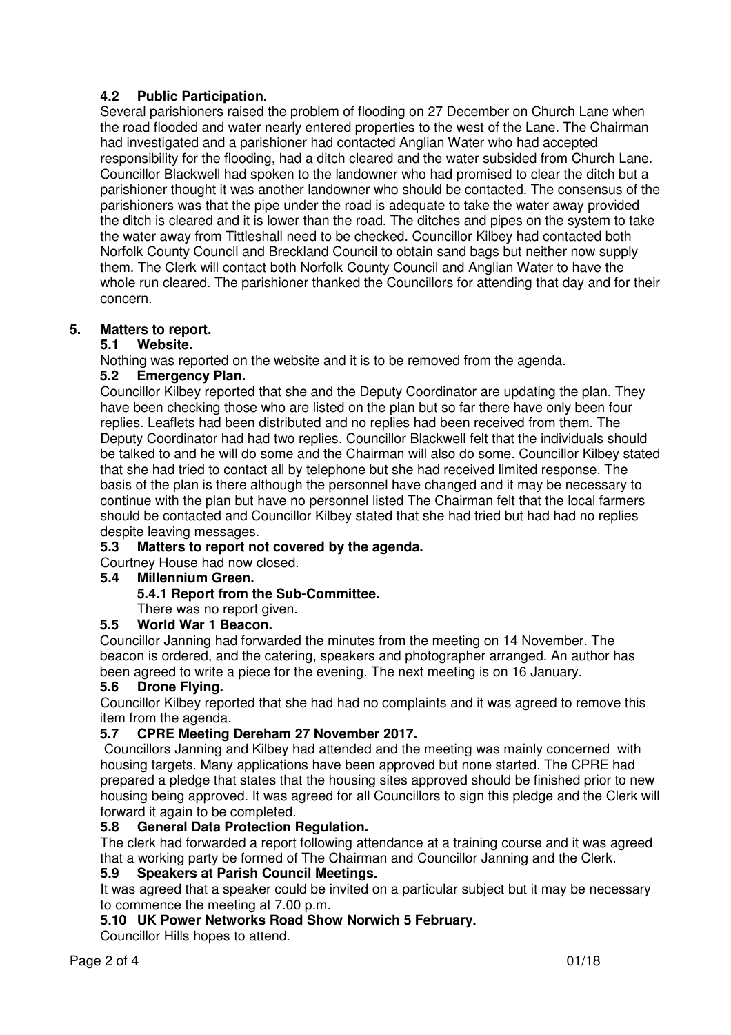### 4.2 Public Participation.

Several parishioners raised the problem of flooding on 27 December on Church Lane when the road flooded and water nearly entered properties to the west of the Lane. The Chairman had investigated and a parishioner had contacted Anglian Water who had accepted responsibility for the flooding, had a ditch cleared and the water subsided from Church Lane. Councillor Blackwell had spoken to the landowner who had promised to clear the ditch but a parishioner thought it was another landowner who should be contacted. The consensus of the parishioners was that the pipe under the road is adequate to take the water away provided the ditch is cleared and it is lower than the road. The ditches and pipes on the system to take the water away from Tittleshall need to be checked. Councillor Kilbey had contacted both Norfolk County Council and Breckland Council to obtain sand bags but neither now supply them. The Clerk will contact both Norfolk County Council and Anglian Water to have the whole run cleared. The parishioner thanked the Councillors for attending that day and for their concern.

## 5. Matters to report.

### 5.1 Website.

Nothing was reported on the website and it is to be removed from the agenda.

### 5.2 Emergency Plan.

Councillor Kilbey reported that she and the Deputy Coordinator are updating the plan. They have been checking those who are listed on the plan but so far there have only been four replies. Leaflets had been distributed and no replies had been received from them. The Deputy Coordinator had had two replies. Councillor Blackwell felt that the individuals should be talked to and he will do some and the Chairman will also do some. Councillor Kilbey stated that she had tried to contact all by telephone but she had received limited response. The basis of the plan is there although the personnel have changed and it may be necessary to continue with the plan but have no personnel listed The Chairman felt that the local farmers should be contacted and Councillor Kilbey stated that she had tried but had had no replies despite leaving messages.

### 5.3 Matters to report not covered by the agenda.

Courtney House had now closed.

### 5.4 Millennium Green.

#### 5.4.1 Report from the Sub-Committee.

There was no report given.

### 5.5 World War 1 Beacon.

Councillor Janning had forwarded the minutes from the meeting on 14 November. The beacon is ordered, and the catering, speakers and photographer arranged. An author has been agreed to write a piece for the evening. The next meeting is on 16 January.

### 5.6 Drone Flying.

Councillor Kilbey reported that she had had no complaints and it was agreed to remove this item from the agenda.

### 5.7 CPRE Meeting Dereham 27 November 2017.

Councillors Janning and Kilbey had attended and the meeting was mainly concerned with housing targets. Many applications have been approved but none started. The CPRE had prepared a pledge that states that the housing sites approved should be finished prior to new housing being approved. It was agreed for all Councillors to sign this pledge and the Clerk will forward it again to be completed.

### 5.8 General Data Protection Regulation.

The clerk had forwarded a report following attendance at a training course and it was agreed that a working party be formed of The Chairman and Councillor Janning and the Clerk.

### 5.9 Speakers at Parish Council Meetings.

It was agreed that a speaker could be invited on a particular subject but it may be necessary to commence the meeting at 7.00 p.m.

### 5.10 UK Power Networks Road Show Norwich 5 February.

Councillor Hills hopes to attend.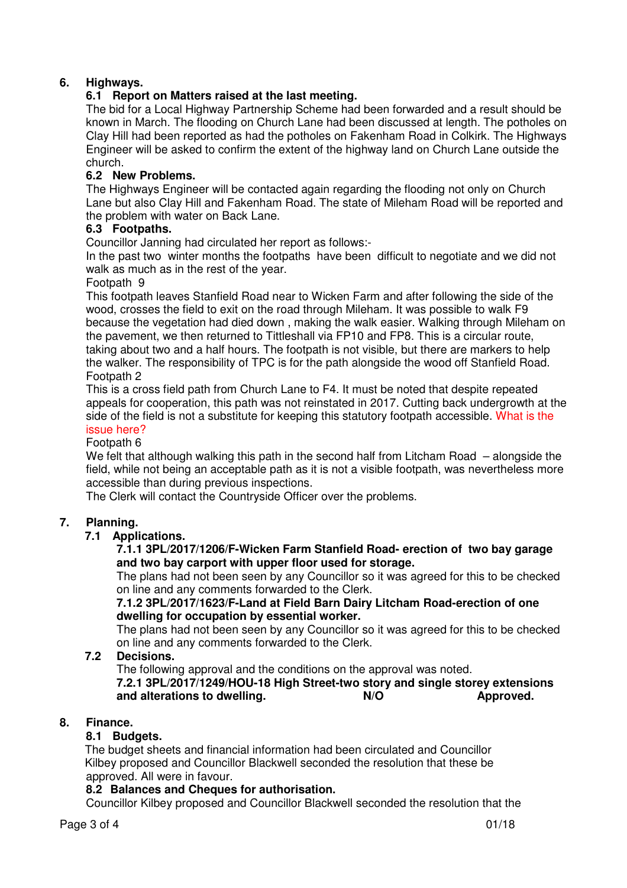## 6. Highways.

### 6.1 Report on Matters raised at the last meeting.

The bid for a Local Highway Partnership Scheme had been forwarded and a result should be known in March. The flooding on Church Lane had been discussed at length. The potholes on Clay Hill had been reported as had the potholes on Fakenham Road in Colkirk. The Highways Engineer will be asked to confirm the extent of the highway land on Church Lane outside the church.

### 6.2 New Problems.

The Highways Engineer will be contacted again regarding the flooding not only on Church Lane but also Clay Hill and Fakenham Road. The state of Mileham Road will be reported and the problem with water on Back Lane.

### 6.3 Footpaths.

Councillor Janning had circulated her report as follows:-

In the past two winter months the footpaths have been difficult to negotiate and we did not walk as much as in the rest of the year.

Footpath 9

This footpath leaves Stanfield Road near to Wicken Farm and after following the side of the wood, crosses the field to exit on the road through Mileham. It was possible to walk F9 because the vegetation had died down , making the walk easier. Walking through Mileham on the pavement, we then returned to Tittleshall via FP10 and FP8. This is a circular route, taking about two and a half hours. The footpath is not visible, but there are markers to help the walker. The responsibility of TPC is for the path alongside the wood off Stanfield Road.

Footpath 2

This is a cross field path from Church Lane to F4. It must be noted that despite repeated appeals for cooperation, this path was not reinstated in 2017. Cutting back undergrowth at the side of the field is not a substitute for keeping this statutory footpath accessible. What is the issue here?

Footpath 6

We felt that although walking this path in the second half from Litcham Road – alongside the field, while not being an acceptable path as it is not a visible footpath, was nevertheless more accessible than during previous inspections.

The Clerk will contact the Countryside Officer over the problems.

## 7. Planning.

### 7.1 Applications.

**7.1.1 3PL/2017/1206/F-Wicken Farm Stanfield Road- erection of two bay garage and two bay carport with upper floor used for storage.**

The plans had not been seen by any Councillor so it was agreed for this to be checked on line and any comments forwarded to the Clerk.

**7.1.2 3PL/2017/1623/F-Land at Field Barn Dairy Litcham Road-erection of one dwelling for occupation by essential worker.**

The plans had not been seen by any Councillor so it was agreed for this to be checked on line and any comments forwarded to the Clerk.

### 7.2 Decisions.

The following approval and the conditions on the approval was noted.

**7.2.1 3PL/2017/1249/HOU-18 High Street-two story and single storey extensions and alterations to dwelling. N/O Approved.**

## 8. Finance.

### 8.1 Budgets.

The budget sheets and financial information had been circulated and Councillor Kilbey proposed and Councillor Blackwell seconded the resolution that these be approved. All were in favour.

### 8.2 Balances and Cheques for authorisation.

Councillor Kilbey proposed and Councillor Blackwell seconded the resolution that the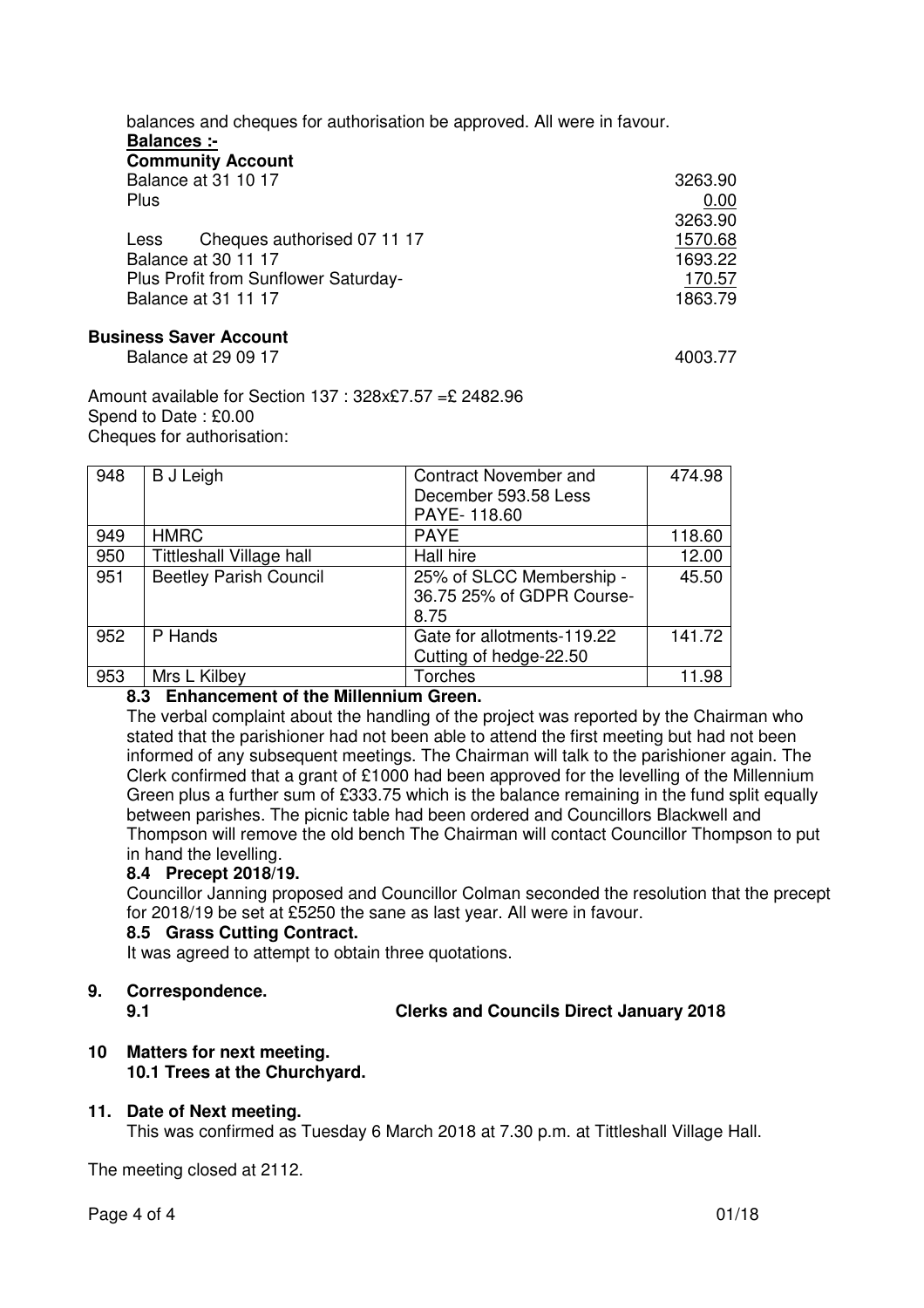balances and cheques for authorisation be approved. All were in favour.

**Balances :-**

**Community Account**

| | |
|---|---|
| Balance at 31 10 17 | 3263.90 |
| Plus | 0.00 |
| | 3263.90 |
| Less Cheques authorised 07 11 17 | 1570.68 |
| Balance at 30 11 17 | 1693.22 |
| Plus Profit from Sunflower Saturday- | 170.57 |
| Balance at 31 11 17 | 1863.79 |

**Business Saver Account**

| | |
|---|---|
| Balance at 29 09 17 | 4003.77 |

Amount available for Section 137 : 328x£7.57 =£ 2482.96
Spend to Date : £0.00
Cheques for authorisation:

| | | | |
|---|---|---|---|
| 948 | B J Leigh | Contract November and December 593.58 Less PAYE- 118.60 | 474.98 |
| 949 | HMRC | PAYE | 118.60 |
| 950 | Tittleshall Village hall | Hall hire | 12.00 |
| 951 | Beetley Parish Council | 25% of SLCC Membership - 36.75 25% of GDPR Course- 8.75 | 45.50 |
| 952 | P Hands | Gate for allotments-119.22 Cutting of hedge-22.50 | 141.72 |
| 953 | Mrs L Kilbey | Torches | 11.98 |

**8.3 Enhancement of the Millennium Green.**

The verbal complaint about the handling of the project was reported by the Chairman who stated that the parishioner had not been able to attend the first meeting but had not been informed of any subsequent meetings. The Chairman will talk to the parishioner again. The Clerk confirmed that a grant of £1000 had been approved for the levelling of the Millennium Green plus a further sum of £333.75 which is the balance remaining in the fund split equally between parishes. The picnic table had been ordered and Councillors Blackwell and Thompson will remove the old bench The Chairman will contact Councillor Thompson to put in hand the levelling.

**8.4 Precept 2018/19.**

Councillor Janning proposed and Councillor Colman seconded the resolution that the precept for 2018/19 be set at £5250 the sane as last year. All were in favour.

**8.5 Grass Cutting Contract.**

It was agreed to attempt to obtain three quotations.

**9. Correspondence.**

**9.1 Clerks and Councils Direct January 2018**

**10 Matters for next meeting.**

**10.1 Trees at the Churchyard.**

**11. Date of Next meeting.**

This was confirmed as Tuesday 6 March 2018 at 7.30 p.m. at Tittleshall Village Hall.

The meeting closed at 2112.

01/18